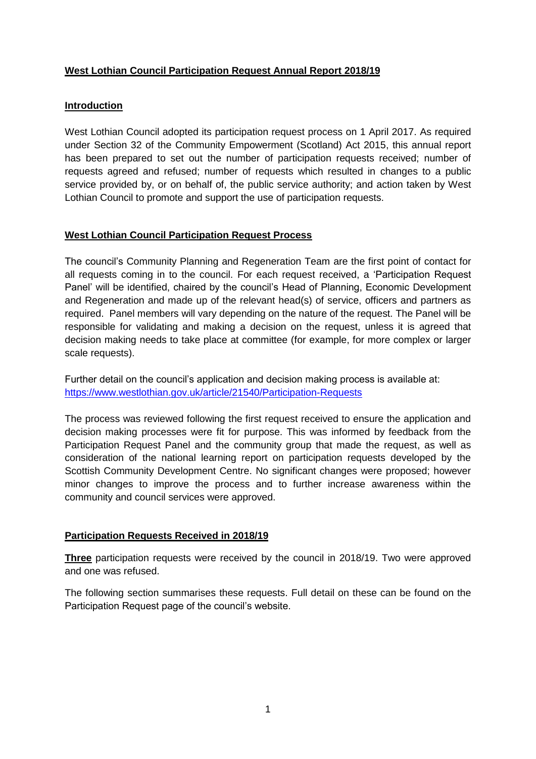# **West Lothian Council Participation Request Annual Report 2018/19**

## **Introduction**

West Lothian Council adopted its participation request process on 1 April 2017. As required under Section 32 of the Community Empowerment (Scotland) Act 2015, this annual report has been prepared to set out the number of participation requests received; number of requests agreed and refused; number of requests which resulted in changes to a public service provided by, or on behalf of, the public service authority; and action taken by West Lothian Council to promote and support the use of participation requests.

## **West Lothian Council Participation Request Process**

The council's Community Planning and Regeneration Team are the first point of contact for all requests coming in to the council. For each request received, a 'Participation Request Panel' will be identified, chaired by the council's Head of Planning, Economic Development and Regeneration and made up of the relevant head(s) of service, officers and partners as required. Panel members will vary depending on the nature of the request. The Panel will be responsible for validating and making a decision on the request, unless it is agreed that decision making needs to take place at committee (for example, for more complex or larger scale requests).

Further detail on the council's application and decision making process is available at: https://www.westlothian.gov.uk/article/21540/Participation-Requests

The process was reviewed following the first request received to ensure the application and decision making processes were fit for purpose. This was informed by feedback from the Participation Request Panel and the community group that made the request, as well as consideration of the national learning report on participation requests developed by the Scottish Community Development Centre. No significant changes were proposed; however minor changes to improve the process and to further increase awareness within the community and council services were approved.

## **Participation Requests Received in 2018/19**

**Three** participation requests were received by the council in 2018/19. Two were approved and one was refused.

The following section summarises these requests. Full detail on these can be found on the Participation Request page of the council's website.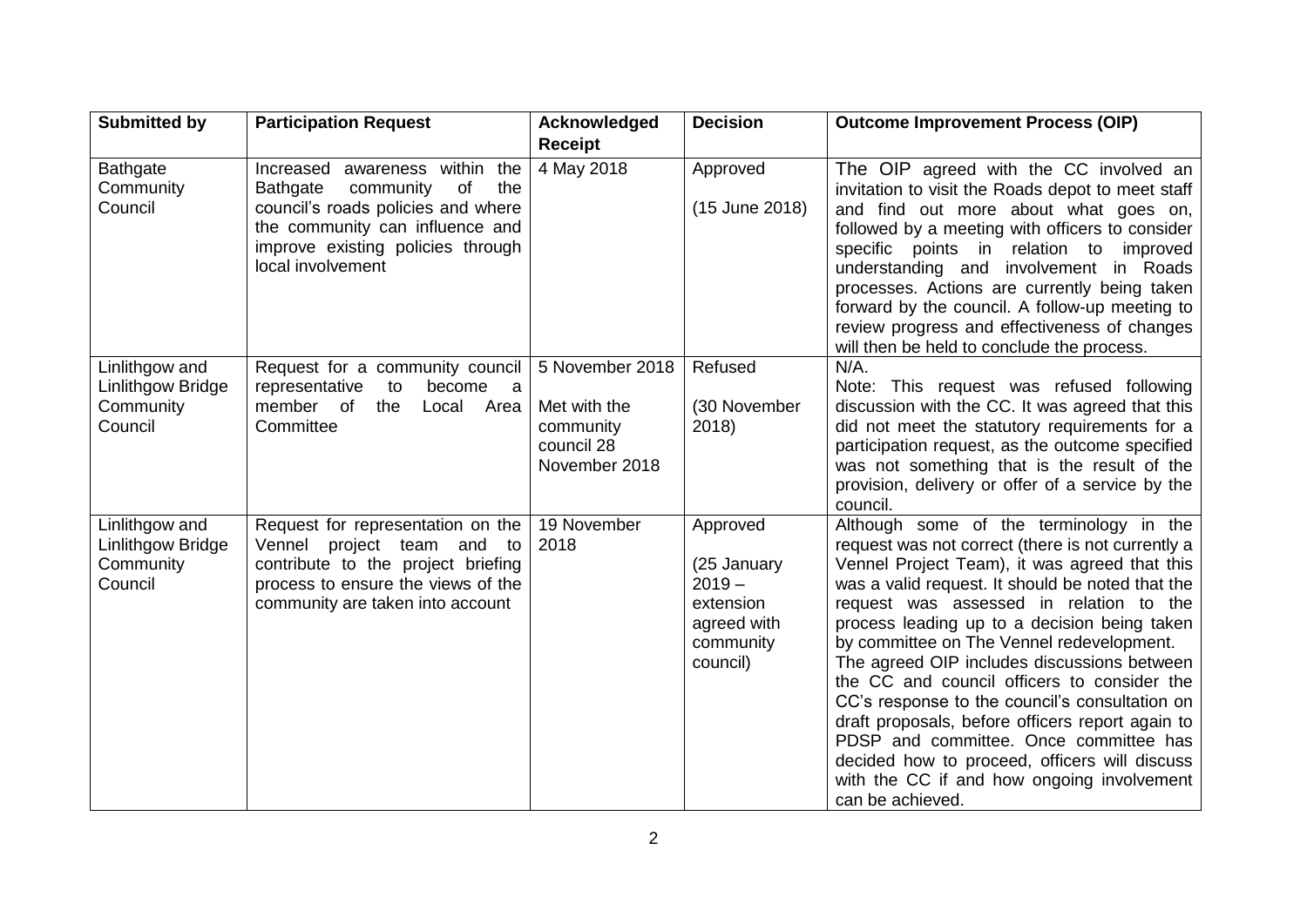| Submitted by | Participation Request | Acknowledged Receipt | Decision | Outcome Improvement Process (OIP) |
|---|---|---|---|---|
| Bathgate Community Council | Increased awareness within the Bathgate community of the council's roads policies and where the community can influence and improve existing policies through local involvement | 4 May 2018 | Approved<br><br>(15 June 2018) | The OIP agreed with the CC involved an invitation to visit the Roads depot to meet staff and find out more about what goes on, followed by a meeting with officers to consider specific points in relation to improved understanding and involvement in Roads processes. Actions are currently being taken forward by the council. A follow-up meeting to review progress and effectiveness of changes will then be held to conclude the process. |
| Linlithgow and Linlithgow Bridge Community Council | Request for a community council representative to become a member of the Local Area Committee | 5 November 2018<br><br>Met with the community council 28 November 2018 | Refused<br><br>(30 November 2018) | N/A.<br>Note: This request was refused following discussion with the CC. It was agreed that this did not meet the statutory requirements for a participation request, as the outcome specified was not something that is the result of the provision, delivery or offer of a service by the council. |
| Linlithgow and Linlithgow Bridge Community Council | Request for representation on the Vennel project team and to contribute to the project briefing process to ensure the views of the community are taken into account | 19 November 2018 | Approved<br><br>(25 January 2019 – extension agreed with community council) | Although some of the terminology in the request was not correct (there is not currently a Vennel Project Team), it was agreed that this was a valid request. It should be noted that the request was assessed in relation to the process leading up to a decision being taken by committee on The Vennel redevelopment.<br>The agreed OIP includes discussions between the CC and council officers to consider the CC's response to the council's consultation on draft proposals, before officers report again to PDSP and committee. Once committee has decided how to proceed, officers will discuss with the CC if and how ongoing involvement can be achieved. |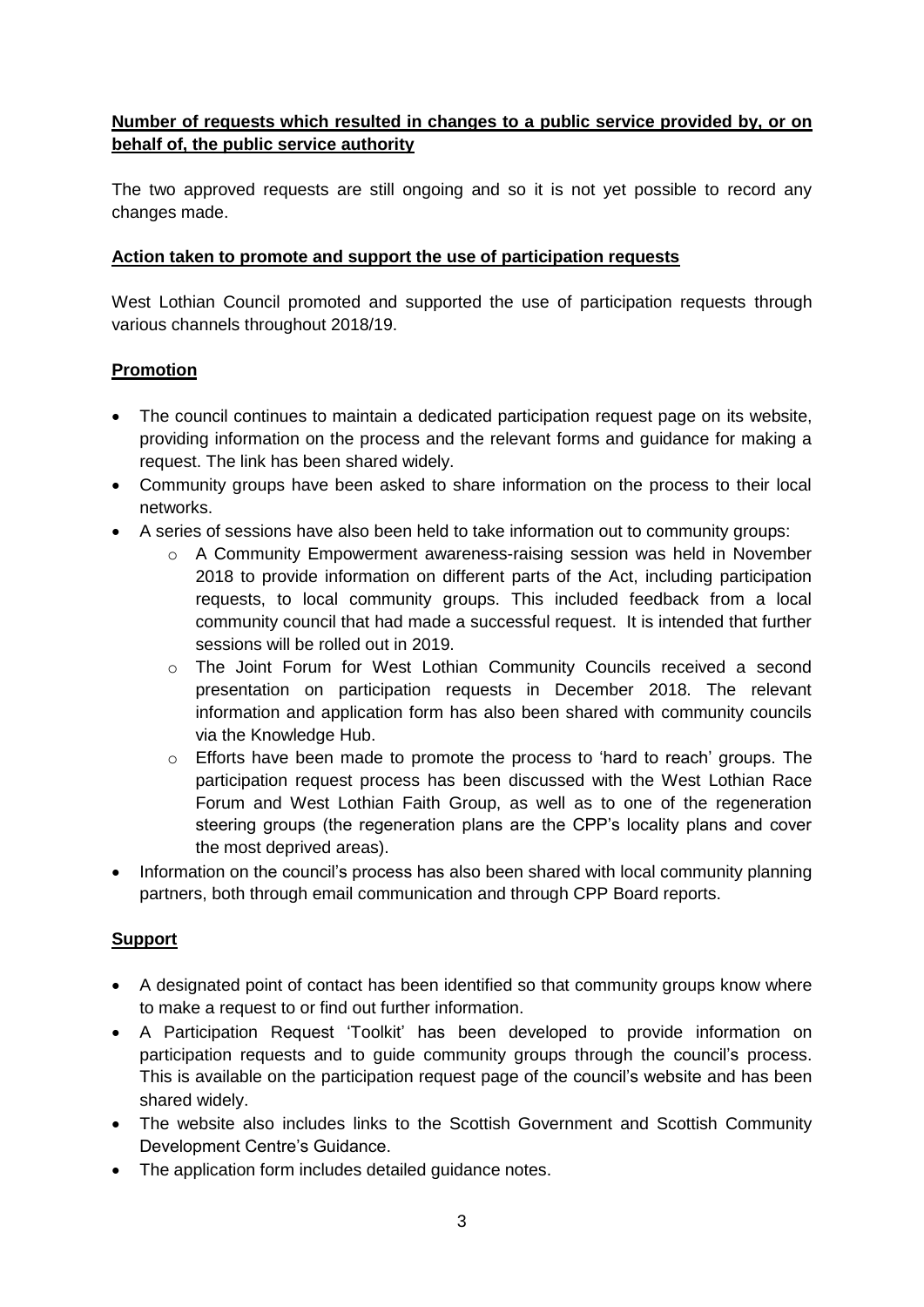**Number of requests which resulted in changes to a public service provided by, or on behalf of, the public service authority**

The two approved requests are still ongoing and so it is not yet possible to record any changes made.

**Action taken to promote and support the use of participation requests**

West Lothian Council promoted and supported the use of participation requests through various channels throughout 2018/19.

**Promotion**

- The council continues to maintain a dedicated participation request page on its website, providing information on the process and the relevant forms and guidance for making a request. The link has been shared widely.
- Community groups have been asked to share information on the process to their local networks.
- A series of sessions have also been held to take information out to community groups:
  - A Community Empowerment awareness-raising session was held in November 2018 to provide information on different parts of the Act, including participation requests, to local community groups. This included feedback from a local community council that had made a successful request. It is intended that further sessions will be rolled out in 2019.
  - The Joint Forum for West Lothian Community Councils received a second presentation on participation requests in December 2018. The relevant information and application form has also been shared with community councils via the Knowledge Hub.
  - Efforts have been made to promote the process to 'hard to reach' groups. The participation request process has been discussed with the West Lothian Race Forum and West Lothian Faith Group, as well as to one of the regeneration steering groups (the regeneration plans are the CPP's locality plans and cover the most deprived areas).
- Information on the council's process has also been shared with local community planning partners, both through email communication and through CPP Board reports.

**Support**

- A designated point of contact has been identified so that community groups know where to make a request to or find out further information.
- A Participation Request 'Toolkit' has been developed to provide information on participation requests and to guide community groups through the council's process. This is available on the participation request page of the council's website and has been shared widely.
- The website also includes links to the Scottish Government and Scottish Community Development Centre's Guidance.
- The application form includes detailed guidance notes.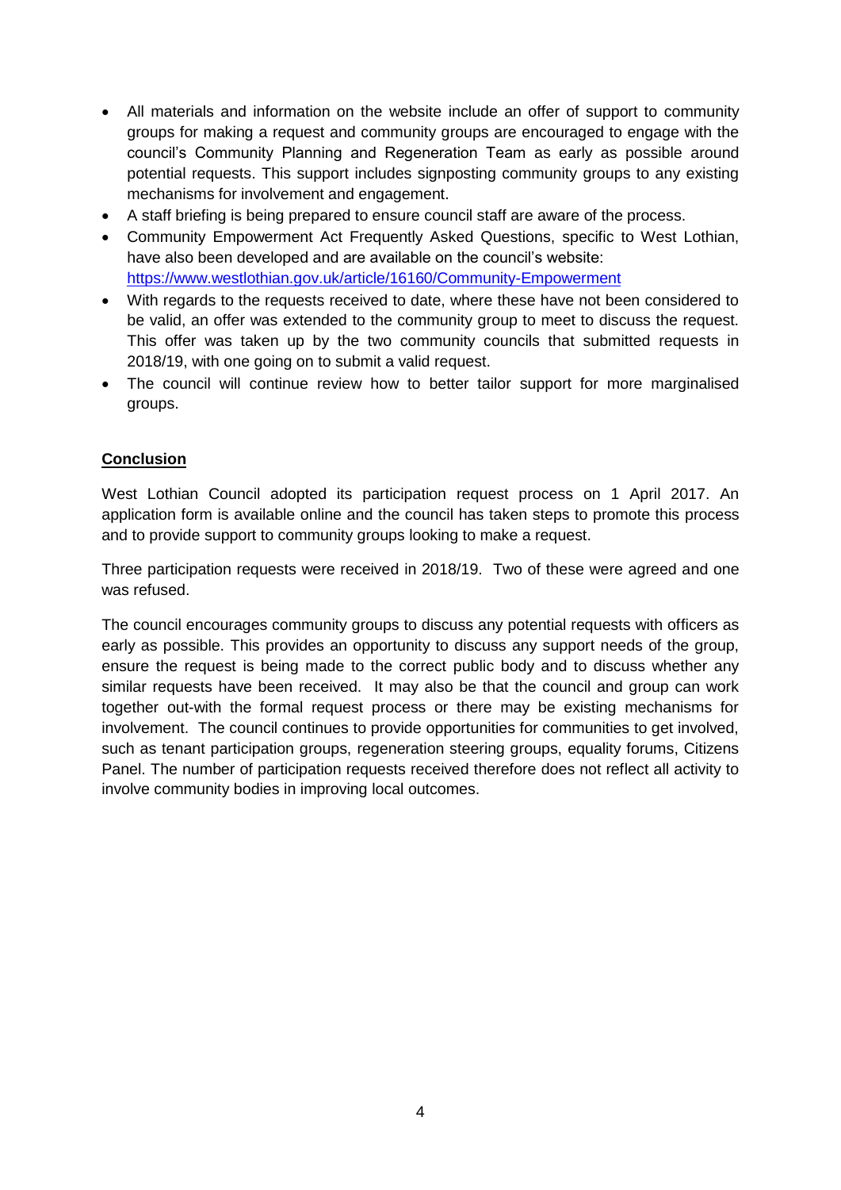- All materials and information on the website include an offer of support to community groups for making a request and community groups are encouraged to engage with the council's Community Planning and Regeneration Team as early as possible around potential requests. This support includes signposting community groups to any existing mechanisms for involvement and engagement.
- A staff briefing is being prepared to ensure council staff are aware of the process.
- Community Empowerment Act Frequently Asked Questions, specific to West Lothian, have also been developed and are available on the council's website: https://www.westlothian.gov.uk/article/16160/Community-Empowerment
- With regards to the requests received to date, where these have not been considered to be valid, an offer was extended to the community group to meet to discuss the request. This offer was taken up by the two community councils that submitted requests in 2018/19, with one going on to submit a valid request.
- The council will continue review how to better tailor support for more marginalised groups.

**Conclusion**

West Lothian Council adopted its participation request process on 1 April 2017. An application form is available online and the council has taken steps to promote this process and to provide support to community groups looking to make a request.

Three participation requests were received in 2018/19. Two of these were agreed and one was refused.

The council encourages community groups to discuss any potential requests with officers as early as possible. This provides an opportunity to discuss any support needs of the group, ensure the request is being made to the correct public body and to discuss whether any similar requests have been received. It may also be that the council and group can work together out-with the formal request process or there may be existing mechanisms for involvement. The council continues to provide opportunities for communities to get involved, such as tenant participation groups, regeneration steering groups, equality forums, Citizens Panel. The number of participation requests received therefore does not reflect all activity to involve community bodies in improving local outcomes.